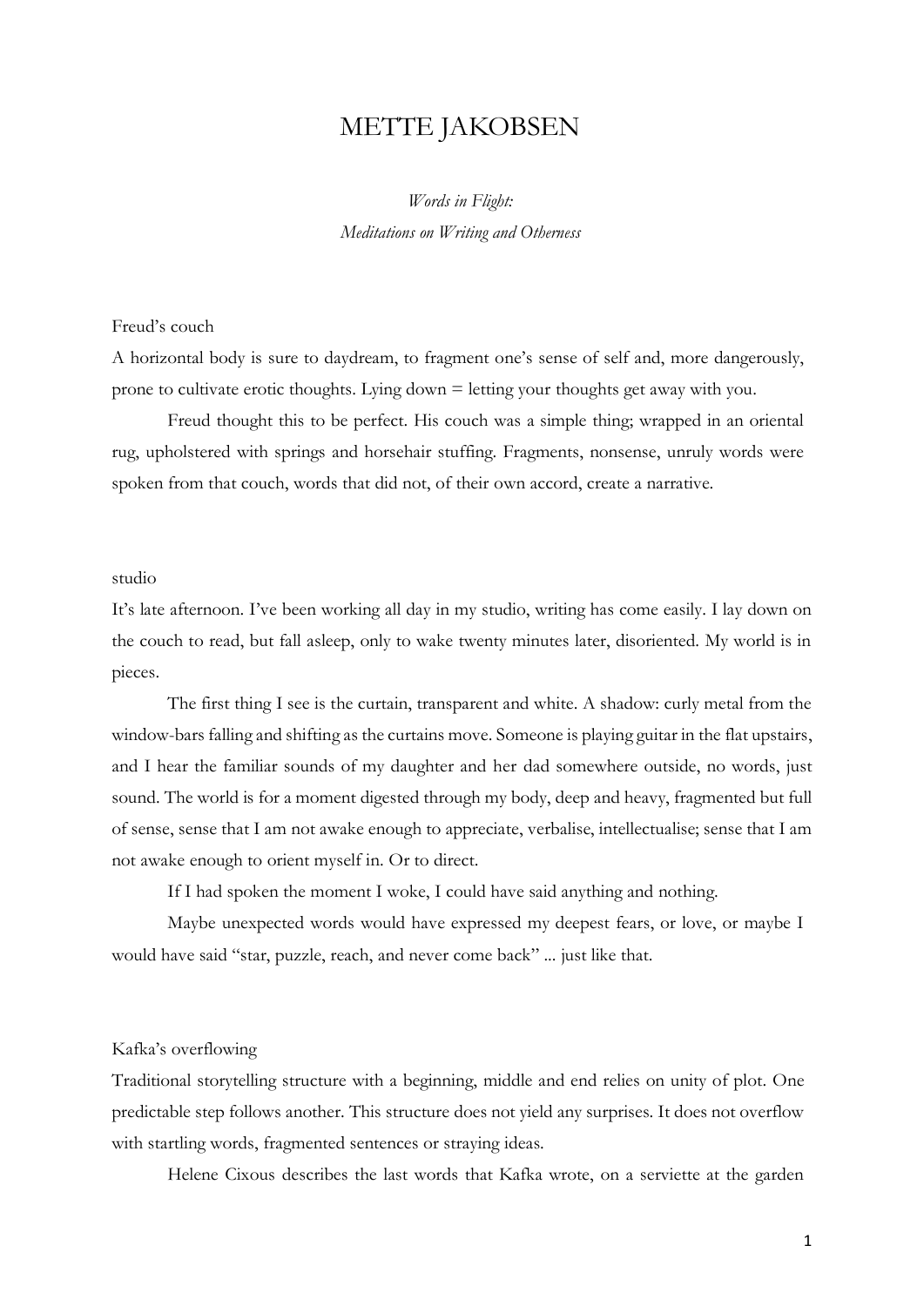# METTE JAKOBSEN

*Words in Flight:*
*Meditations on Writing and Otherness*

### Freud's couch

A horizontal body is sure to daydream, to fragment one's sense of self and, more dangerously, prone to cultivate erotic thoughts. Lying down = letting your thoughts get away with you.

Freud thought this to be perfect. His couch was a simple thing; wrapped in an oriental rug, upholstered with springs and horsehair stuffing. Fragments, nonsense, unruly words were spoken from that couch, words that did not, of their own accord, create a narrative.

### studio

It's late afternoon. I've been working all day in my studio, writing has come easily. I lay down on the couch to read, but fall asleep, only to wake twenty minutes later, disoriented. My world is in pieces.

The first thing I see is the curtain, transparent and white. A shadow: curly metal from the window-bars falling and shifting as the curtains move. Someone is playing guitar in the flat upstairs, and I hear the familiar sounds of my daughter and her dad somewhere outside, no words, just sound. The world is for a moment digested through my body, deep and heavy, fragmented but full of sense, sense that I am not awake enough to appreciate, verbalise, intellectualise; sense that I am not awake enough to orient myself in. Or to direct.

If I had spoken the moment I woke, I could have said anything and nothing.

Maybe unexpected words would have expressed my deepest fears, or love, or maybe I would have said "star, puzzle, reach, and never come back" ... just like that.

### Kafka's overflowing

Traditional storytelling structure with a beginning, middle and end relies on unity of plot. One predictable step follows another. This structure does not yield any surprises. It does not overflow with startling words, fragmented sentences or straying ideas.

Helene Cixous describes the last words that Kafka wrote, on a serviette at the garden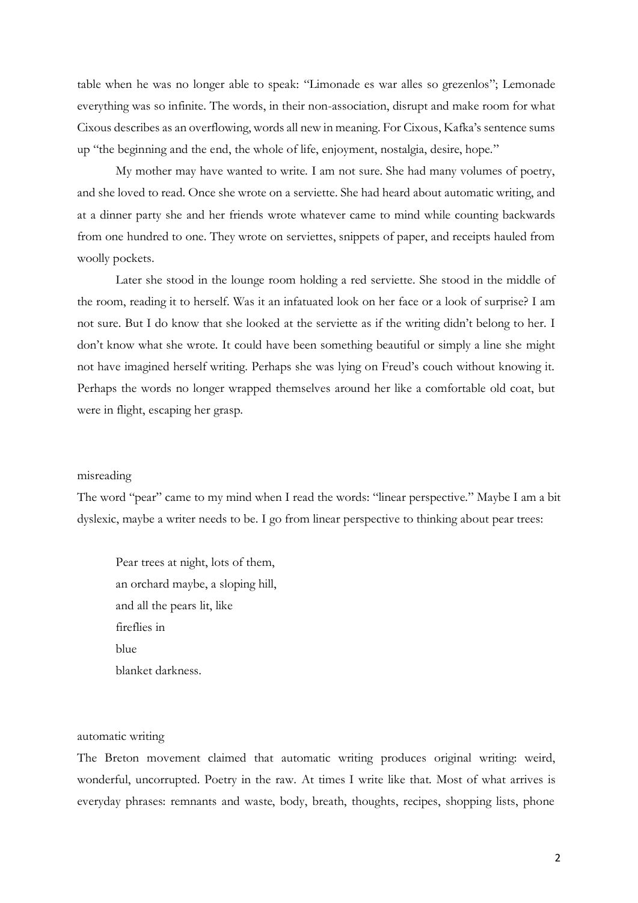table when he was no longer able to speak: "Limonade es war alles so grezenlos"; Lemonade everything was so infinite. The words, in their non-association, disrupt and make room for what Cixous describes as an overflowing, words all new in meaning. For Cixous, Kafka's sentence sums up "the beginning and the end, the whole of life, enjoyment, nostalgia, desire, hope."

My mother may have wanted to write. I am not sure. She had many volumes of poetry, and she loved to read. Once she wrote on a serviette. She had heard about automatic writing, and at a dinner party she and her friends wrote whatever came to mind while counting backwards from one hundred to one. They wrote on serviettes, snippets of paper, and receipts hauled from woolly pockets.

Later she stood in the lounge room holding a red serviette. She stood in the middle of the room, reading it to herself. Was it an infatuated look on her face or a look of surprise? I am not sure. But I do know that she looked at the serviette as if the writing didn't belong to her. I don't know what she wrote. It could have been something beautiful or simply a line she might not have imagined herself writing. Perhaps she was lying on Freud's couch without knowing it. Perhaps the words no longer wrapped themselves around her like a comfortable old coat, but were in flight, escaping her grasp.

misreading

The word "pear" came to my mind when I read the words: "linear perspective." Maybe I am a bit dyslexic, maybe a writer needs to be. I go from linear perspective to thinking about pear trees:

> Pear trees at night, lots of them,
> an orchard maybe, a sloping hill,
> and all the pears lit, like
> fireflies in
> blue
> blanket darkness.

automatic writing

The Breton movement claimed that automatic writing produces original writing: weird, wonderful, uncorrupted. Poetry in the raw. At times I write like that. Most of what arrives is everyday phrases: remnants and waste, body, breath, thoughts, recipes, shopping lists, phone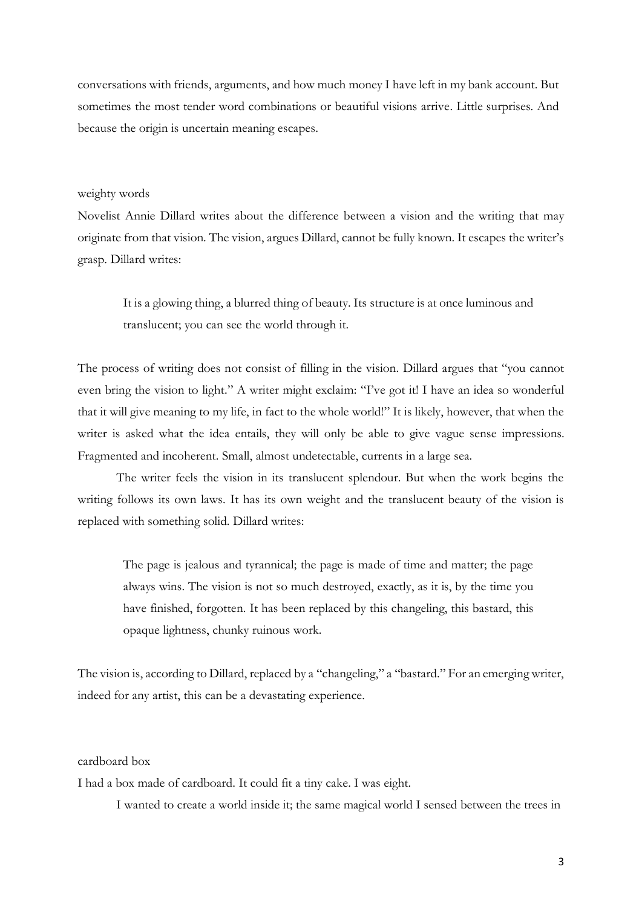conversations with friends, arguments, and how much money I have left in my bank account. But sometimes the most tender word combinations or beautiful visions arrive. Little surprises. And because the origin is uncertain meaning escapes.

### weighty words

Novelist Annie Dillard writes about the difference between a vision and the writing that may originate from that vision. The vision, argues Dillard, cannot be fully known. It escapes the writer's grasp. Dillard writes:

> It is a glowing thing, a blurred thing of beauty. Its structure is at once luminous and translucent; you can see the world through it.

The process of writing does not consist of filling in the vision. Dillard argues that "you cannot even bring the vision to light." A writer might exclaim: "I've got it! I have an idea so wonderful that it will give meaning to my life, in fact to the whole world!" It is likely, however, that when the writer is asked what the idea entails, they will only be able to give vague sense impressions. Fragmented and incoherent. Small, almost undetectable, currents in a large sea.

The writer feels the vision in its translucent splendour. But when the work begins the writing follows its own laws. It has its own weight and the translucent beauty of the vision is replaced with something solid. Dillard writes:

> The page is jealous and tyrannical; the page is made of time and matter; the page always wins. The vision is not so much destroyed, exactly, as it is, by the time you have finished, forgotten. It has been replaced by this changeling, this bastard, this opaque lightness, chunky ruinous work.

The vision is, according to Dillard, replaced by a "changeling," a "bastard." For an emerging writer, indeed for any artist, this can be a devastating experience.

### cardboard box

I had a box made of cardboard. It could fit a tiny cake. I was eight.

I wanted to create a world inside it; the same magical world I sensed between the trees in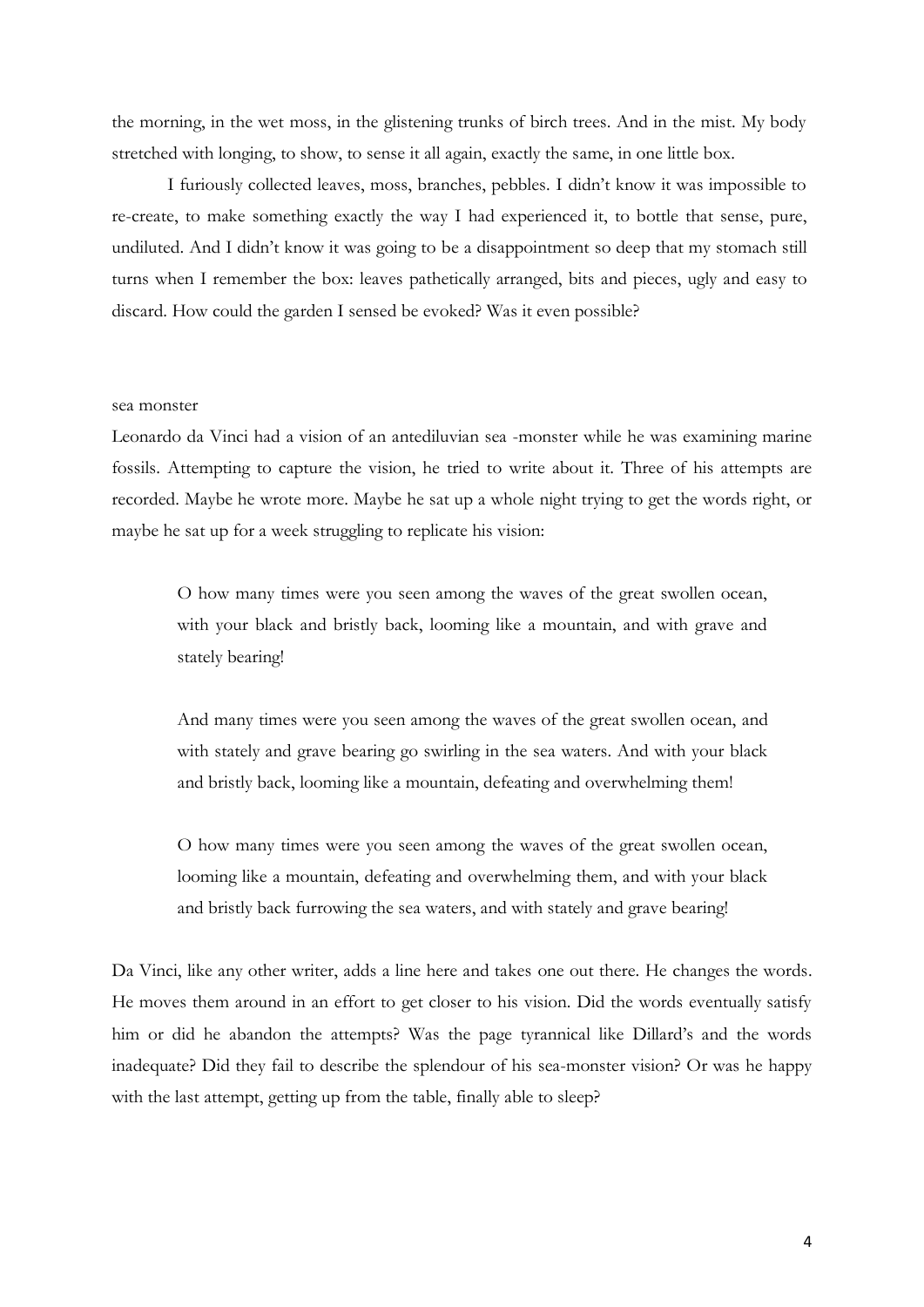the morning, in the wet moss, in the glistening trunks of birch trees. And in the mist. My body stretched with longing, to show, to sense it all again, exactly the same, in one little box.

I furiously collected leaves, moss, branches, pebbles. I didn't know it was impossible to re-create, to make something exactly the way I had experienced it, to bottle that sense, pure, undiluted. And I didn't know it was going to be a disappointment so deep that my stomach still turns when I remember the box: leaves pathetically arranged, bits and pieces, ugly and easy to discard. How could the garden I sensed be evoked? Was it even possible?

sea monster

Leonardo da Vinci had a vision of an antediluvian sea -monster while he was examining marine fossils. Attempting to capture the vision, he tried to write about it. Three of his attempts are recorded. Maybe he wrote more. Maybe he sat up a whole night trying to get the words right, or maybe he sat up for a week struggling to replicate his vision:

> O how many times were you seen among the waves of the great swollen ocean, with your black and bristly back, looming like a mountain, and with grave and stately bearing!
>
> And many times were you seen among the waves of the great swollen ocean, and with stately and grave bearing go swirling in the sea waters. And with your black and bristly back, looming like a mountain, defeating and overwhelming them!
>
> O how many times were you seen among the waves of the great swollen ocean, looming like a mountain, defeating and overwhelming them, and with your black and bristly back furrowing the sea waters, and with stately and grave bearing!

Da Vinci, like any other writer, adds a line here and takes one out there. He changes the words. He moves them around in an effort to get closer to his vision. Did the words eventually satisfy him or did he abandon the attempts? Was the page tyrannical like Dillard's and the words inadequate? Did they fail to describe the splendour of his sea-monster vision? Or was he happy with the last attempt, getting up from the table, finally able to sleep?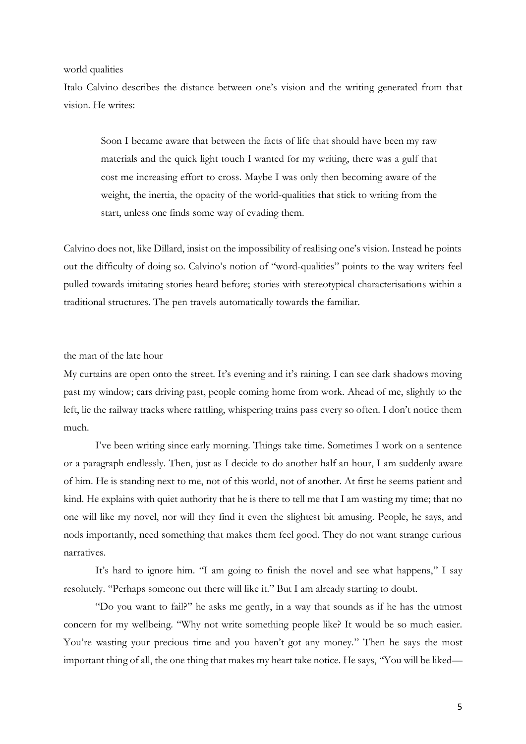world qualities

Italo Calvino describes the distance between one's vision and the writing generated from that vision. He writes:

> Soon I became aware that between the facts of life that should have been my raw materials and the quick light touch I wanted for my writing, there was a gulf that cost me increasing effort to cross. Maybe I was only then becoming aware of the weight, the inertia, the opacity of the world-qualities that stick to writing from the start, unless one finds some way of evading them.

Calvino does not, like Dillard, insist on the impossibility of realising one's vision. Instead he points out the difficulty of doing so. Calvino's notion of "word-qualities" points to the way writers feel pulled towards imitating stories heard before; stories with stereotypical characterisations within a traditional structures. The pen travels automatically towards the familiar.

the man of the late hour

My curtains are open onto the street. It's evening and it's raining. I can see dark shadows moving past my window; cars driving past, people coming home from work. Ahead of me, slightly to the left, lie the railway tracks where rattling, whispering trains pass every so often. I don't notice them much.

I've been writing since early morning. Things take time. Sometimes I work on a sentence or a paragraph endlessly. Then, just as I decide to do another half an hour, I am suddenly aware of him. He is standing next to me, not of this world, not of another. At first he seems patient and kind. He explains with quiet authority that he is there to tell me that I am wasting my time; that no one will like my novel, nor will they find it even the slightest bit amusing. People, he says, and nods importantly, need something that makes them feel good. They do not want strange curious narratives.

It's hard to ignore him. "I am going to finish the novel and see what happens," I say resolutely. "Perhaps someone out there will like it." But I am already starting to doubt.

"Do you want to fail?" he asks me gently, in a way that sounds as if he has the utmost concern for my wellbeing. "Why not write something people like? It would be so much easier. You're wasting your precious time and you haven't got any money." Then he says the most important thing of all, the one thing that makes my heart take notice. He says, "You will be liked—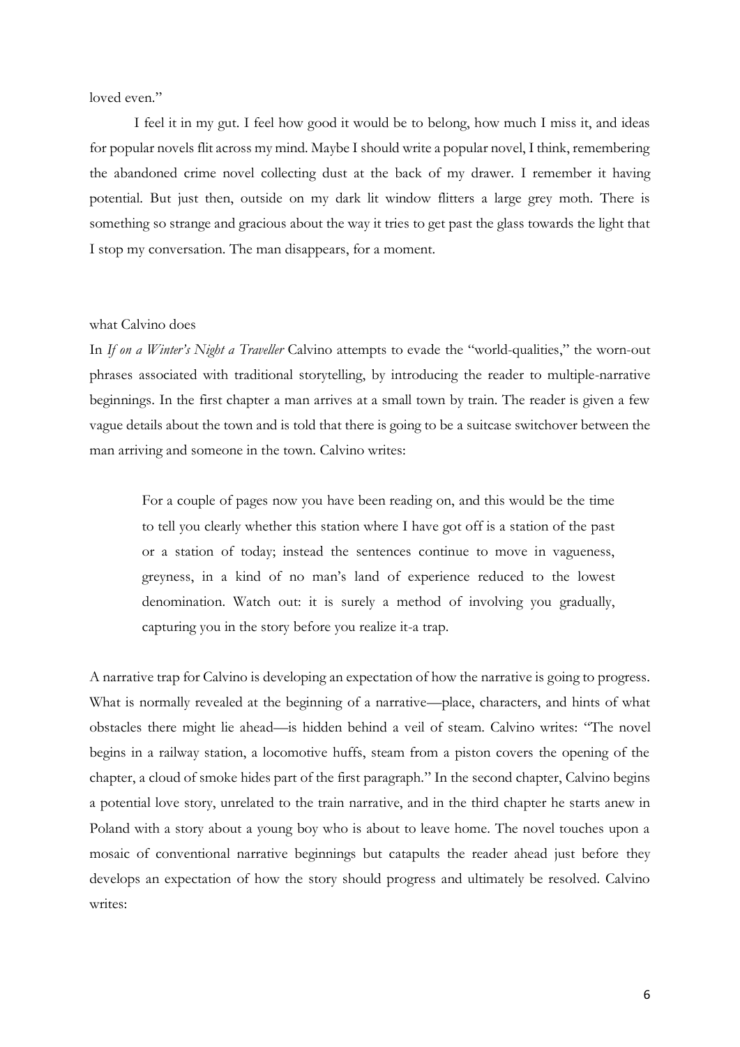loved even."

I feel it in my gut. I feel how good it would be to belong, how much I miss it, and ideas for popular novels flit across my mind. Maybe I should write a popular novel, I think, remembering the abandoned crime novel collecting dust at the back of my drawer. I remember it having potential. But just then, outside on my dark lit window flitters a large grey moth. There is something so strange and gracious about the way it tries to get past the glass towards the light that I stop my conversation. The man disappears, for a moment.

what Calvino does

In *If on a Winter's Night a Traveller* Calvino attempts to evade the "world-qualities," the worn-out phrases associated with traditional storytelling, by introducing the reader to multiple-narrative beginnings. In the first chapter a man arrives at a small town by train. The reader is given a few vague details about the town and is told that there is going to be a suitcase switchover between the man arriving and someone in the town. Calvino writes:

> For a couple of pages now you have been reading on, and this would be the time to tell you clearly whether this station where I have got off is a station of the past or a station of today; instead the sentences continue to move in vagueness, greyness, in a kind of no man's land of experience reduced to the lowest denomination. Watch out: it is surely a method of involving you gradually, capturing you in the story before you realize it-a trap.

A narrative trap for Calvino is developing an expectation of how the narrative is going to progress. What is normally revealed at the beginning of a narrative—place, characters, and hints of what obstacles there might lie ahead—is hidden behind a veil of steam. Calvino writes: "The novel begins in a railway station, a locomotive huffs, steam from a piston covers the opening of the chapter, a cloud of smoke hides part of the first paragraph." In the second chapter, Calvino begins a potential love story, unrelated to the train narrative, and in the third chapter he starts anew in Poland with a story about a young boy who is about to leave home. The novel touches upon a mosaic of conventional narrative beginnings but catapults the reader ahead just before they develops an expectation of how the story should progress and ultimately be resolved. Calvino writes: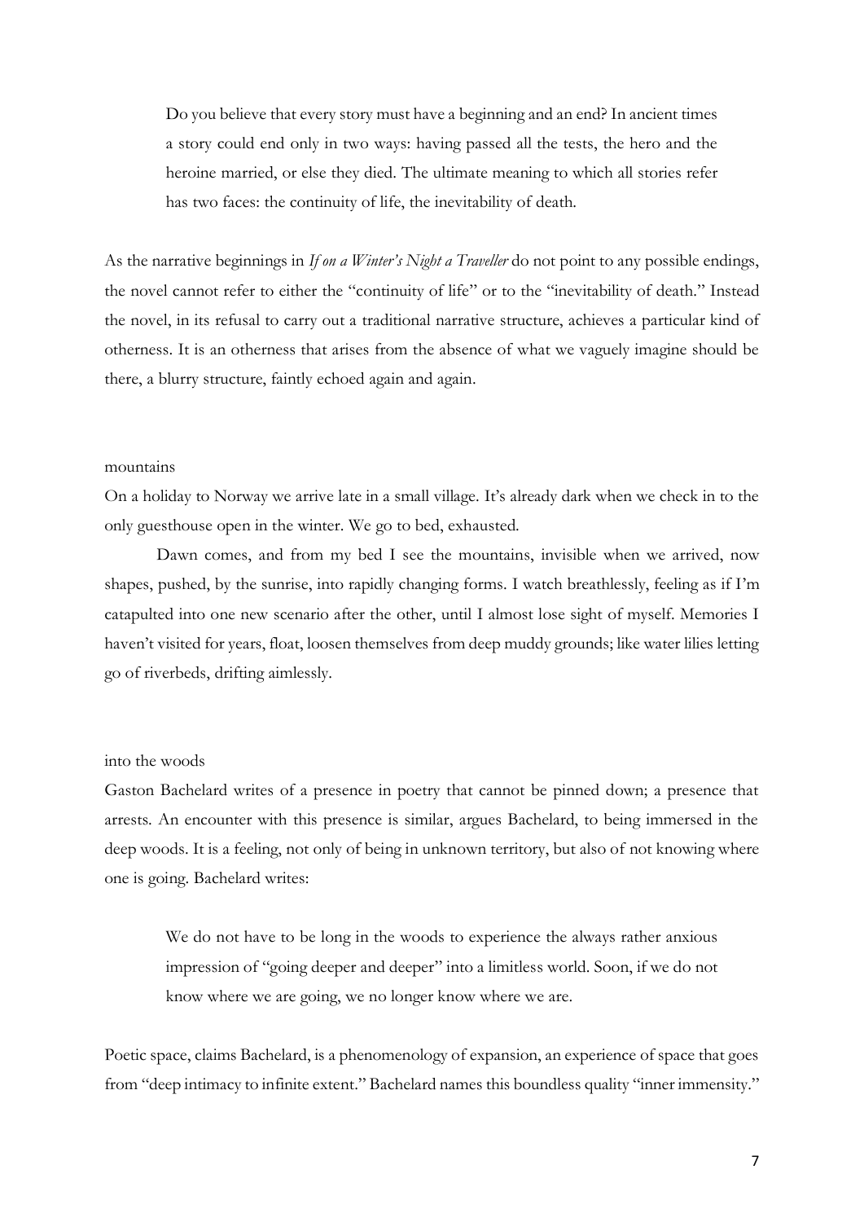> Do you believe that every story must have a beginning and an end? In ancient times a story could end only in two ways: having passed all the tests, the hero and the heroine married, or else they died. The ultimate meaning to which all stories refer has two faces: the continuity of life, the inevitability of death.

As the narrative beginnings in *If on a Winter's Night a Traveller* do not point to any possible endings, the novel cannot refer to either the "continuity of life" or to the "inevitability of death." Instead the novel, in its refusal to carry out a traditional narrative structure, achieves a particular kind of otherness. It is an otherness that arises from the absence of what we vaguely imagine should be there, a blurry structure, faintly echoed again and again.

mountains

On a holiday to Norway we arrive late in a small village. It's already dark when we check in to the only guesthouse open in the winter. We go to bed, exhausted.

Dawn comes, and from my bed I see the mountains, invisible when we arrived, now shapes, pushed, by the sunrise, into rapidly changing forms. I watch breathlessly, feeling as if I'm catapulted into one new scenario after the other, until I almost lose sight of myself. Memories I haven't visited for years, float, loosen themselves from deep muddy grounds; like water lilies letting go of riverbeds, drifting aimlessly.

into the woods

Gaston Bachelard writes of a presence in poetry that cannot be pinned down; a presence that arrests. An encounter with this presence is similar, argues Bachelard, to being immersed in the deep woods. It is a feeling, not only of being in unknown territory, but also of not knowing where one is going. Bachelard writes:

> We do not have to be long in the woods to experience the always rather anxious impression of "going deeper and deeper" into a limitless world. Soon, if we do not know where we are going, we no longer know where we are.

Poetic space, claims Bachelard, is a phenomenology of expansion, an experience of space that goes from "deep intimacy to infinite extent." Bachelard names this boundless quality "inner immensity."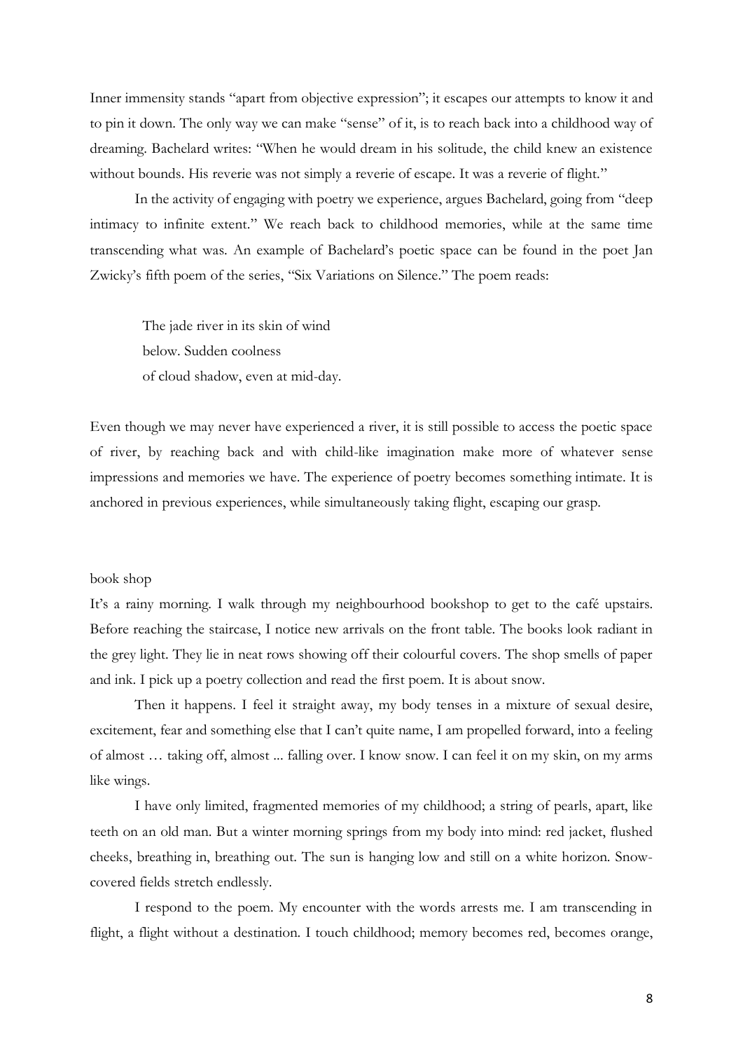Inner immensity stands "apart from objective expression"; it escapes our attempts to know it and to pin it down. The only way we can make "sense" of it, is to reach back into a childhood way of dreaming. Bachelard writes: "When he would dream in his solitude, the child knew an existence without bounds. His reverie was not simply a reverie of escape. It was a reverie of flight."

In the activity of engaging with poetry we experience, argues Bachelard, going from "deep intimacy to infinite extent." We reach back to childhood memories, while at the same time transcending what was. An example of Bachelard's poetic space can be found in the poet Jan Zwicky's fifth poem of the series, "Six Variations on Silence." The poem reads:

> The jade river in its skin of wind
> below. Sudden coolness
> of cloud shadow, even at mid-day.

Even though we may never have experienced a river, it is still possible to access the poetic space of river, by reaching back and with child-like imagination make more of whatever sense impressions and memories we have. The experience of poetry becomes something intimate. It is anchored in previous experiences, while simultaneously taking flight, escaping our grasp.

book shop

It's a rainy morning. I walk through my neighbourhood bookshop to get to the café upstairs. Before reaching the staircase, I notice new arrivals on the front table. The books look radiant in the grey light. They lie in neat rows showing off their colourful covers. The shop smells of paper and ink. I pick up a poetry collection and read the first poem. It is about snow.

Then it happens. I feel it straight away, my body tenses in a mixture of sexual desire, excitement, fear and something else that I can't quite name, I am propelled forward, into a feeling of almost … taking off, almost ... falling over. I know snow. I can feel it on my skin, on my arms like wings.

I have only limited, fragmented memories of my childhood; a string of pearls, apart, like teeth on an old man. But a winter morning springs from my body into mind: red jacket, flushed cheeks, breathing in, breathing out. The sun is hanging low and still on a white horizon. Snow-covered fields stretch endlessly.

I respond to the poem. My encounter with the words arrests me. I am transcending in flight, a flight without a destination. I touch childhood; memory becomes red, becomes orange,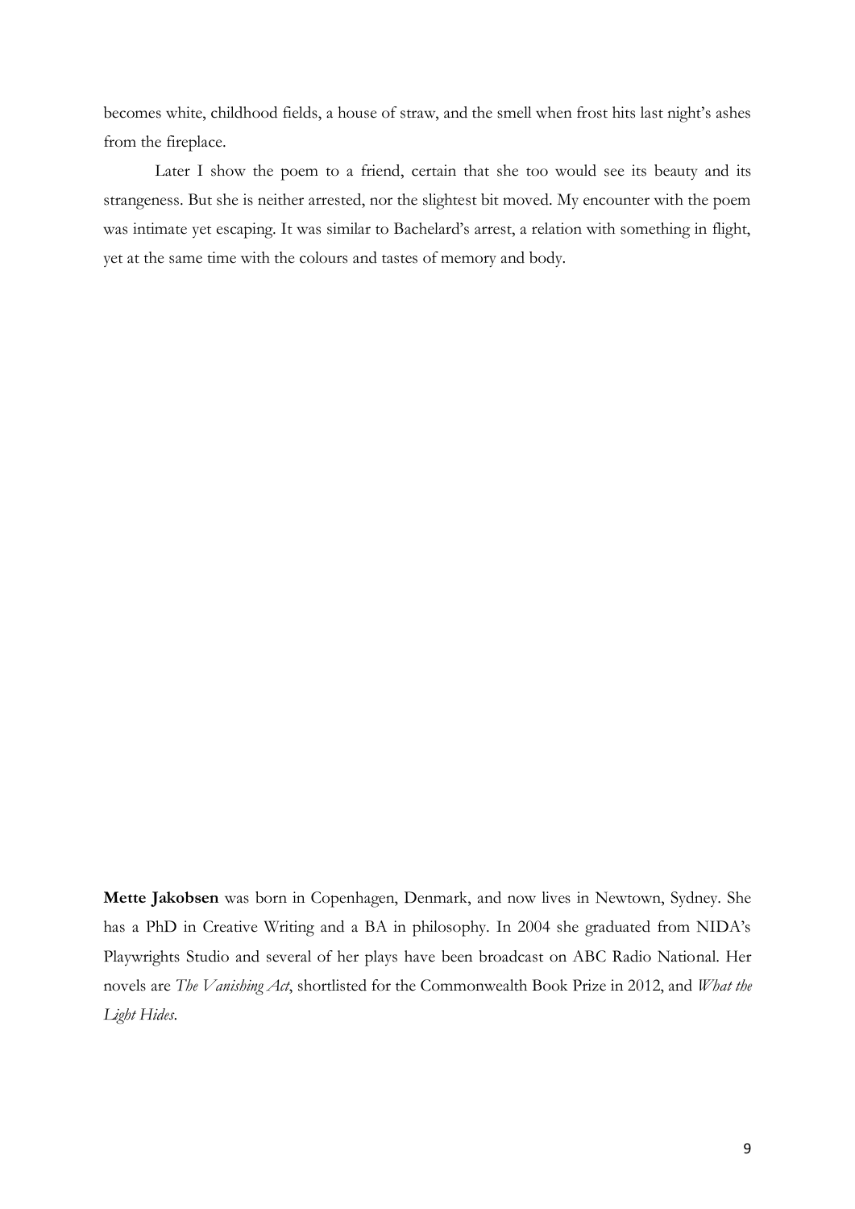becomes white, childhood fields, a house of straw, and the smell when frost hits last night's ashes from the fireplace.

Later I show the poem to a friend, certain that she too would see its beauty and its strangeness. But she is neither arrested, nor the slightest bit moved. My encounter with the poem was intimate yet escaping. It was similar to Bachelard's arrest, a relation with something in flight, yet at the same time with the colours and tastes of memory and body.

**Mette Jakobsen** was born in Copenhagen, Denmark, and now lives in Newtown, Sydney. She has a PhD in Creative Writing and a BA in philosophy. In 2004 she graduated from NIDA's Playwrights Studio and several of her plays have been broadcast on ABC Radio National. Her novels are *The Vanishing Act*, shortlisted for the Commonwealth Book Prize in 2012, and *What the Light Hides*.